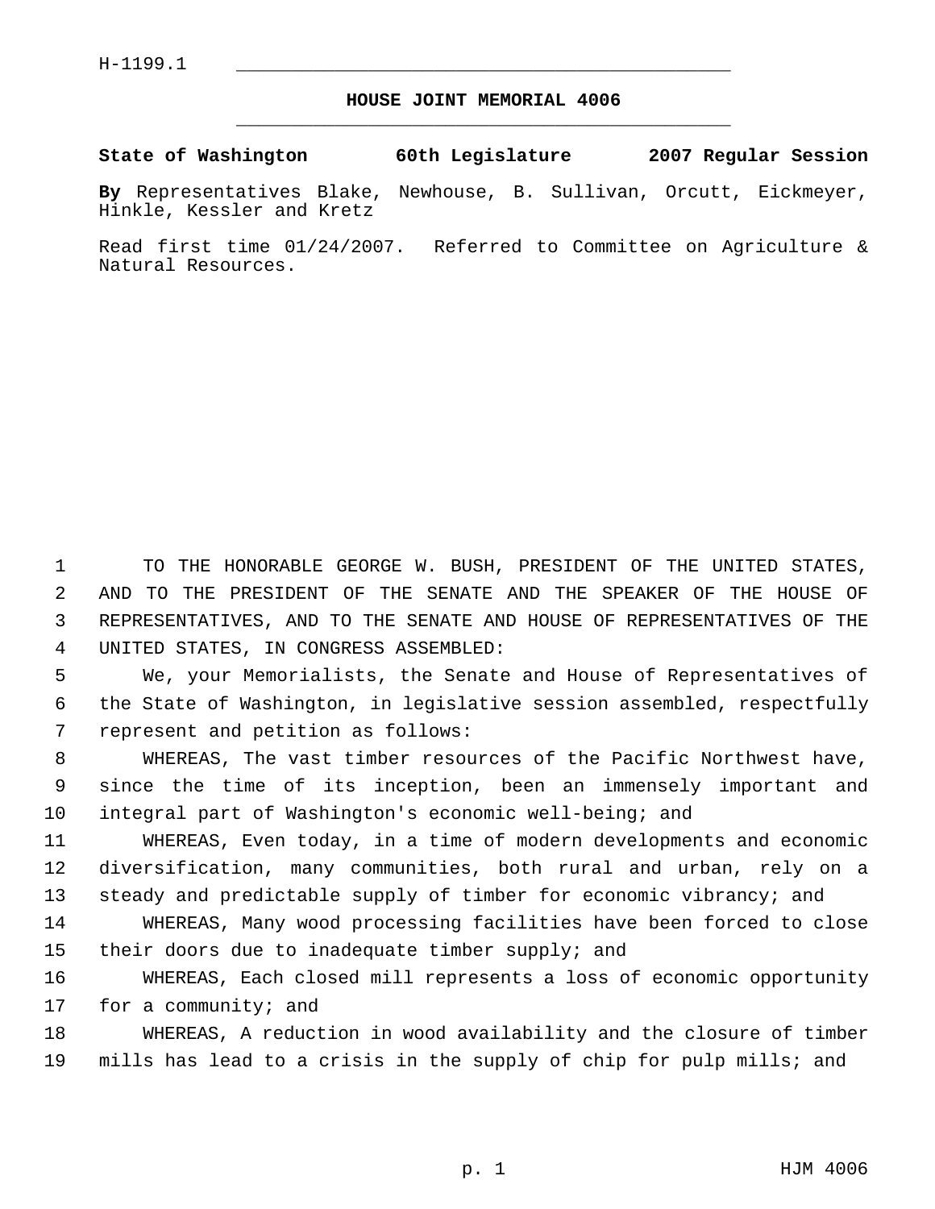H-1199.1

# HOUSE JOINT MEMORIAL 4006

**State of Washington 60th Legislature 2007 Regular Session**

**By** Representatives Blake, Newhouse, B. Sullivan, Orcutt, Eickmeyer, Hinkle, Kessler and Kretz

Read first time 01/24/2007. Referred to Committee on Agriculture & Natural Resources.

TO THE HONORABLE GEORGE W. BUSH, PRESIDENT OF THE UNITED STATES, AND TO THE PRESIDENT OF THE SENATE AND THE SPEAKER OF THE HOUSE OF REPRESENTATIVES, AND TO THE SENATE AND HOUSE OF REPRESENTATIVES OF THE UNITED STATES, IN CONGRESS ASSEMBLED:

We, your Memorialists, the Senate and House of Representatives of the State of Washington, in legislative session assembled, respectfully represent and petition as follows:

WHEREAS, The vast timber resources of the Pacific Northwest have, since the time of its inception, been an immensely important and integral part of Washington's economic well-being; and

WHEREAS, Even today, in a time of modern developments and economic diversification, many communities, both rural and urban, rely on a steady and predictable supply of timber for economic vibrancy; and

WHEREAS, Many wood processing facilities have been forced to close their doors due to inadequate timber supply; and

WHEREAS, Each closed mill represents a loss of economic opportunity for a community; and

WHEREAS, A reduction in wood availability and the closure of timber mills has lead to a crisis in the supply of chip for pulp mills; and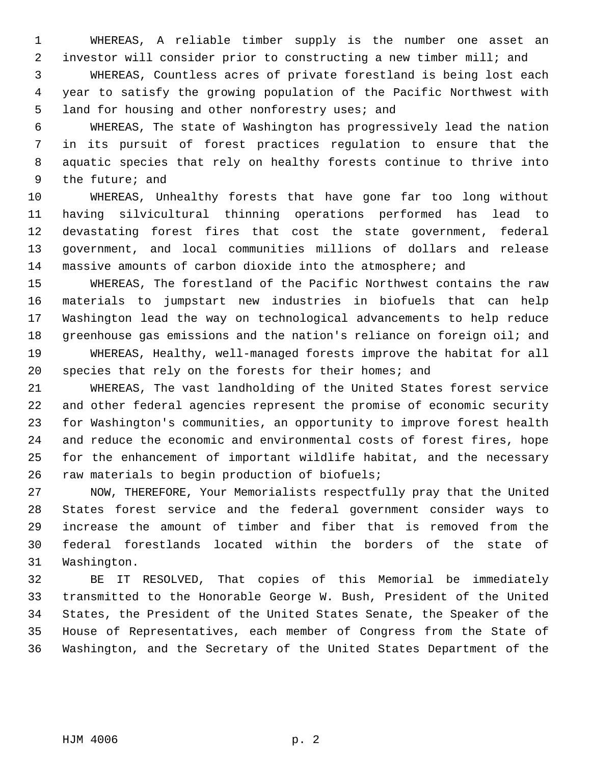WHEREAS, A reliable timber supply is the number one asset an investor will consider prior to constructing a new timber mill; and

WHEREAS, Countless acres of private forestland is being lost each year to satisfy the growing population of the Pacific Northwest with land for housing and other nonforestry uses; and

WHEREAS, The state of Washington has progressively lead the nation in its pursuit of forest practices regulation to ensure that the aquatic species that rely on healthy forests continue to thrive into the future; and

WHEREAS, Unhealthy forests that have gone far too long without having silvicultural thinning operations performed has lead to devastating forest fires that cost the state government, federal government, and local communities millions of dollars and release massive amounts of carbon dioxide into the atmosphere; and

WHEREAS, The forestland of the Pacific Northwest contains the raw materials to jumpstart new industries in biofuels that can help Washington lead the way on technological advancements to help reduce greenhouse gas emissions and the nation's reliance on foreign oil; and

WHEREAS, Healthy, well-managed forests improve the habitat for all species that rely on the forests for their homes; and

WHEREAS, The vast landholding of the United States forest service and other federal agencies represent the promise of economic security for Washington's communities, an opportunity to improve forest health and reduce the economic and environmental costs of forest fires, hope for the enhancement of important wildlife habitat, and the necessary raw materials to begin production of biofuels;

NOW, THEREFORE, Your Memorialists respectfully pray that the United States forest service and the federal government consider ways to increase the amount of timber and fiber that is removed from the federal forestlands located within the borders of the state of Washington.

BE IT RESOLVED, That copies of this Memorial be immediately transmitted to the Honorable George W. Bush, President of the United States, the President of the United States Senate, the Speaker of the House of Representatives, each member of Congress from the State of Washington, and the Secretary of the United States Department of the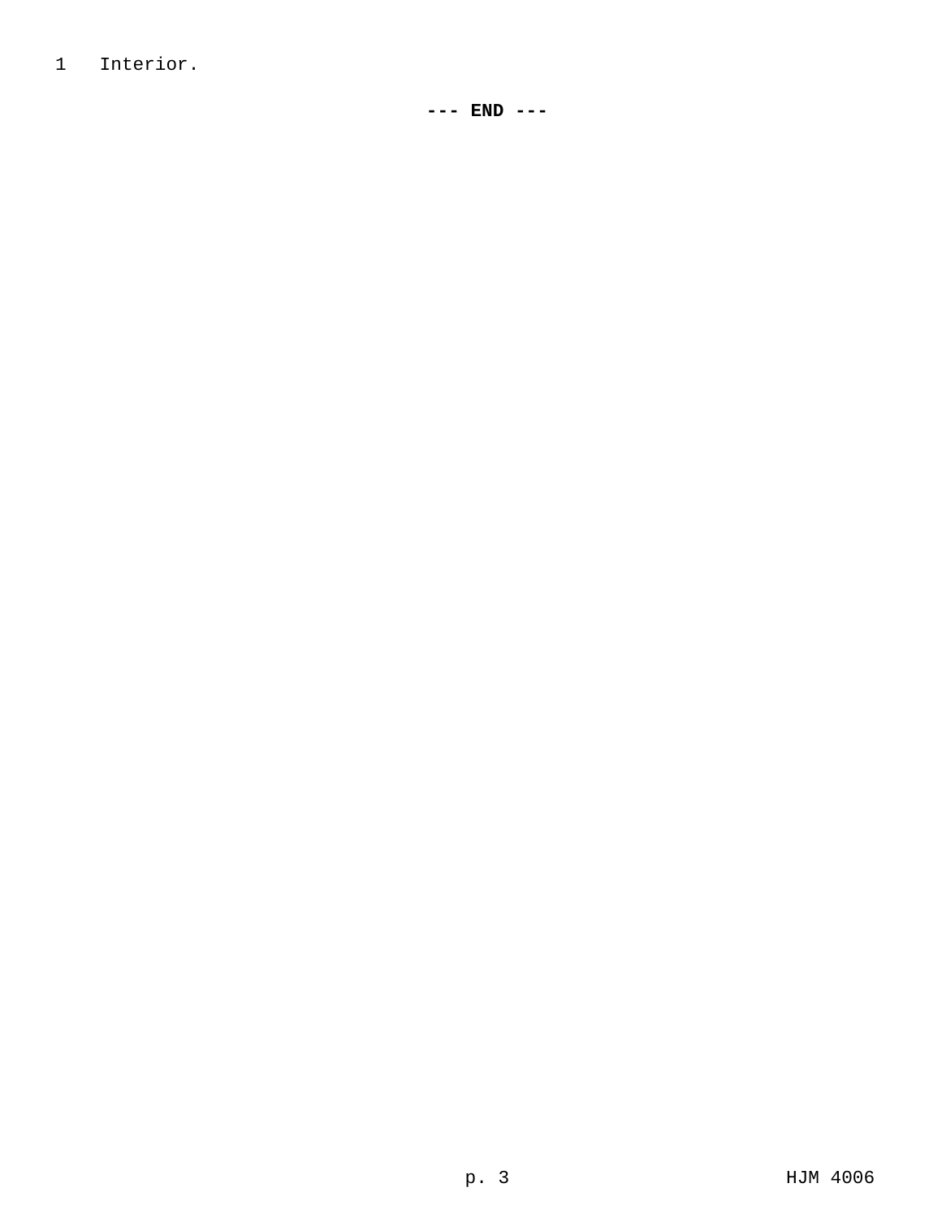Interior.

**--- END ---**